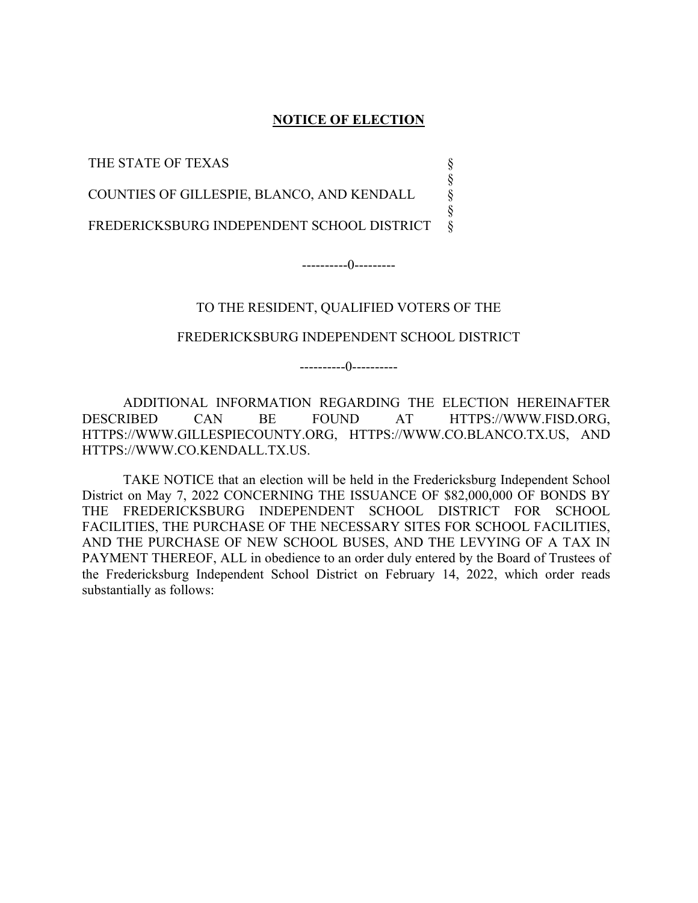# NOTICE OF ELECTION

THE STATE OF TEXAS §
§
COUNTIES OF GILLESPIE, BLANCO, AND KENDALL §
§
FREDERICKSBURG INDEPENDENT SCHOOL DISTRICT §

----------0---------

TO THE RESIDENT, QUALIFIED VOTERS OF THE

FREDERICKSBURG INDEPENDENT SCHOOL DISTRICT

----------0----------

ADDITIONAL INFORMATION REGARDING THE ELECTION HEREINAFTER DESCRIBED CAN BE FOUND AT HTTPS://WWW.FISD.ORG, HTTPS://WWW.GILLESPIECOUNTY.ORG, HTTPS://WWW.CO.BLANCO.TX.US, AND HTTPS://WWW.CO.KENDALL.TX.US.

TAKE NOTICE that an election will be held in the Fredericksburg Independent School District on May 7, 2022 CONCERNING THE ISSUANCE OF $82,000,000 OF BONDS BY THE FREDERICKSBURG INDEPENDENT SCHOOL DISTRICT FOR SCHOOL FACILITIES, THE PURCHASE OF THE NECESSARY SITES FOR SCHOOL FACILITIES, AND THE PURCHASE OF NEW SCHOOL BUSES, AND THE LEVYING OF A TAX IN PAYMENT THEREOF, ALL in obedience to an order duly entered by the Board of Trustees of the Fredericksburg Independent School District on February 14, 2022, which order reads substantially as follows: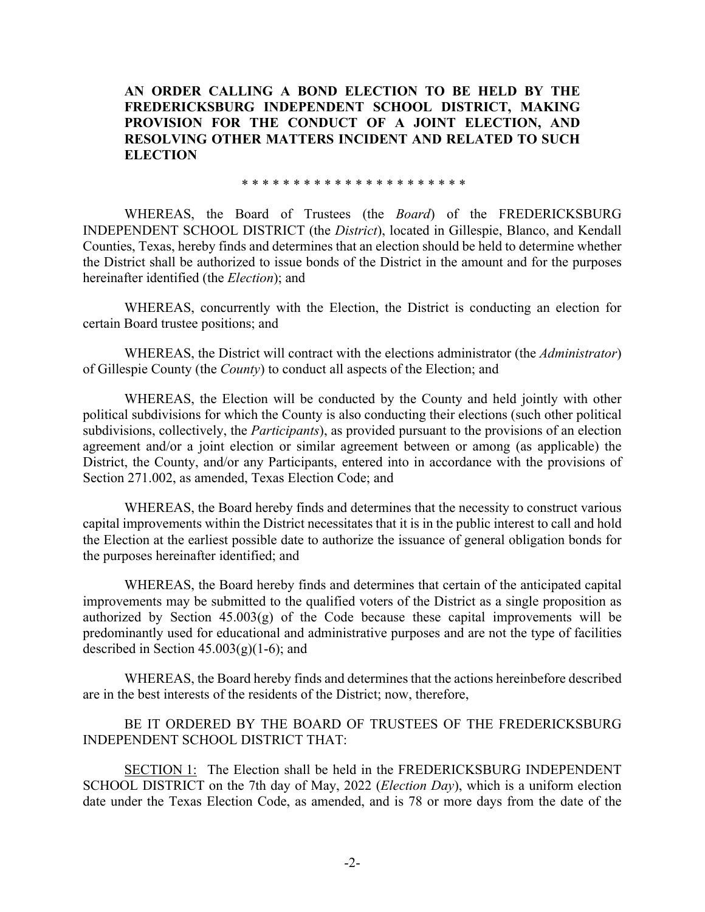**AN ORDER CALLING A BOND ELECTION TO BE HELD BY THE FREDERICKSBURG INDEPENDENT SCHOOL DISTRICT, MAKING PROVISION FOR THE CONDUCT OF A JOINT ELECTION, AND RESOLVING OTHER MATTERS INCIDENT AND RELATED TO SUCH ELECTION**

\* \* \* \* \* \* \* \* \* \* \* \* \* \* \* \* \* \* \* \* \* \*

WHEREAS, the Board of Trustees (the *Board*) of the FREDERICKSBURG INDEPENDENT SCHOOL DISTRICT (the *District*), located in Gillespie, Blanco, and Kendall Counties, Texas, hereby finds and determines that an election should be held to determine whether the District shall be authorized to issue bonds of the District in the amount and for the purposes hereinafter identified (the *Election*); and

WHEREAS, concurrently with the Election, the District is conducting an election for certain Board trustee positions; and

WHEREAS, the District will contract with the elections administrator (the *Administrator*) of Gillespie County (the *County*) to conduct all aspects of the Election; and

WHEREAS, the Election will be conducted by the County and held jointly with other political subdivisions for which the County is also conducting their elections (such other political subdivisions, collectively, the *Participants*), as provided pursuant to the provisions of an election agreement and/or a joint election or similar agreement between or among (as applicable) the District, the County, and/or any Participants, entered into in accordance with the provisions of Section 271.002, as amended, Texas Election Code; and

WHEREAS, the Board hereby finds and determines that the necessity to construct various capital improvements within the District necessitates that it is in the public interest to call and hold the Election at the earliest possible date to authorize the issuance of general obligation bonds for the purposes hereinafter identified; and

WHEREAS, the Board hereby finds and determines that certain of the anticipated capital improvements may be submitted to the qualified voters of the District as a single proposition as authorized by Section 45.003(g) of the Code because these capital improvements will be predominantly used for educational and administrative purposes and are not the type of facilities described in Section 45.003(g)(1-6); and

WHEREAS, the Board hereby finds and determines that the actions hereinbefore described are in the best interests of the residents of the District; now, therefore,

BE IT ORDERED BY THE BOARD OF TRUSTEES OF THE FREDERICKSBURG INDEPENDENT SCHOOL DISTRICT THAT:

<u>SECTION 1:</u> The Election shall be held in the FREDERICKSBURG INDEPENDENT SCHOOL DISTRICT on the 7th day of May, 2022 (*Election Day*), which is a uniform election date under the Texas Election Code, as amended, and is 78 or more days from the date of the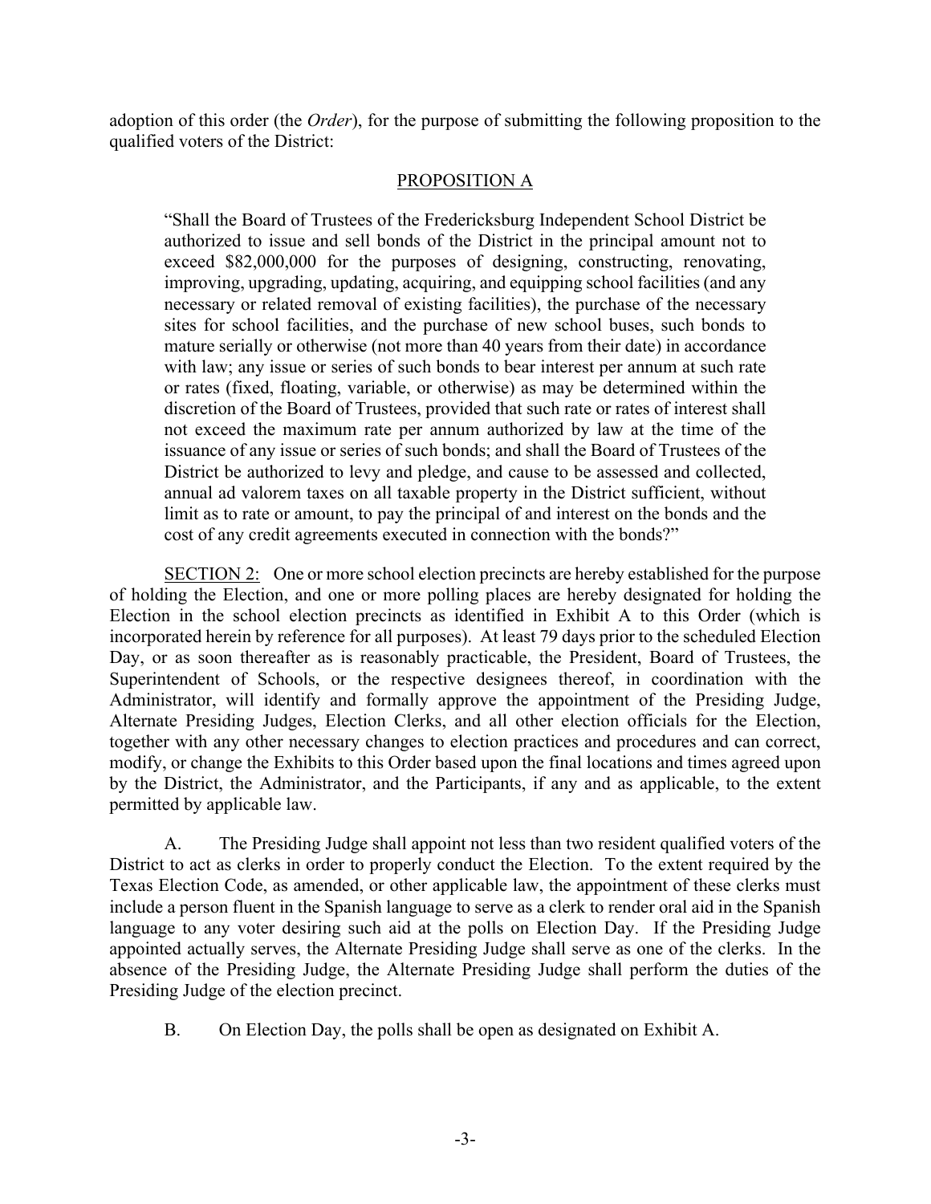adoption of this order (the *Order*), for the purpose of submitting the following proposition to the qualified voters of the District:

PROPOSITION A

> "Shall the Board of Trustees of the Fredericksburg Independent School District be authorized to issue and sell bonds of the District in the principal amount not to exceed $82,000,000 for the purposes of designing, constructing, renovating, improving, upgrading, updating, acquiring, and equipping school facilities (and any necessary or related removal of existing facilities), the purchase of the necessary sites for school facilities, and the purchase of new school buses, such bonds to mature serially or otherwise (not more than 40 years from their date) in accordance with law; any issue or series of such bonds to bear interest per annum at such rate or rates (fixed, floating, variable, or otherwise) as may be determined within the discretion of the Board of Trustees, provided that such rate or rates of interest shall not exceed the maximum rate per annum authorized by law at the time of the issuance of any issue or series of such bonds; and shall the Board of Trustees of the District be authorized to levy and pledge, and cause to be assessed and collected, annual ad valorem taxes on all taxable property in the District sufficient, without limit as to rate or amount, to pay the principal of and interest on the bonds and the cost of any credit agreements executed in connection with the bonds?"

SECTION 2: One or more school election precincts are hereby established for the purpose of holding the Election, and one or more polling places are hereby designated for holding the Election in the school election precincts as identified in Exhibit A to this Order (which is incorporated herein by reference for all purposes). At least 79 days prior to the scheduled Election Day, or as soon thereafter as is reasonably practicable, the President, Board of Trustees, the Superintendent of Schools, or the respective designees thereof, in coordination with the Administrator, will identify and formally approve the appointment of the Presiding Judge, Alternate Presiding Judges, Election Clerks, and all other election officials for the Election, together with any other necessary changes to election practices and procedures and can correct, modify, or change the Exhibits to this Order based upon the final locations and times agreed upon by the District, the Administrator, and the Participants, if any and as applicable, to the extent permitted by applicable law.

A. The Presiding Judge shall appoint not less than two resident qualified voters of the District to act as clerks in order to properly conduct the Election. To the extent required by the Texas Election Code, as amended, or other applicable law, the appointment of these clerks must include a person fluent in the Spanish language to serve as a clerk to render oral aid in the Spanish language to any voter desiring such aid at the polls on Election Day. If the Presiding Judge appointed actually serves, the Alternate Presiding Judge shall serve as one of the clerks. In the absence of the Presiding Judge, the Alternate Presiding Judge shall perform the duties of the Presiding Judge of the election precinct.

B. On Election Day, the polls shall be open as designated on Exhibit A.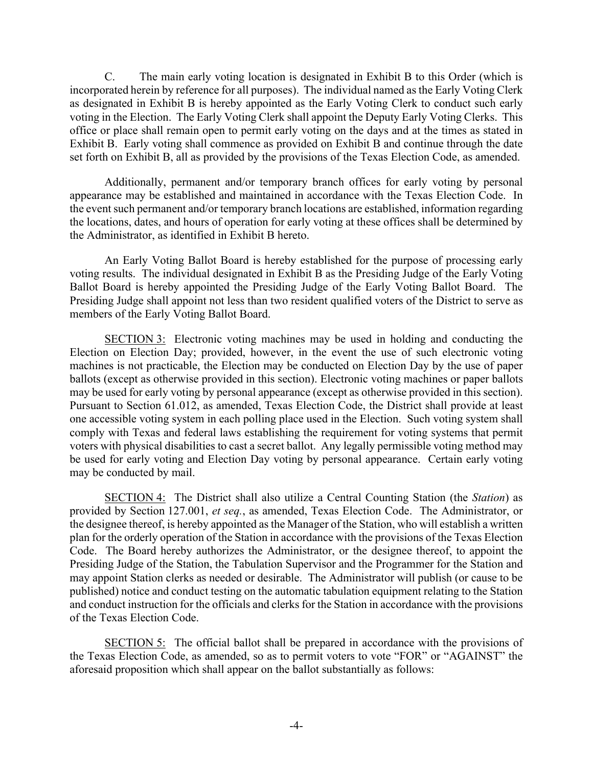C. The main early voting location is designated in Exhibit B to this Order (which is incorporated herein by reference for all purposes). The individual named as the Early Voting Clerk as designated in Exhibit B is hereby appointed as the Early Voting Clerk to conduct such early voting in the Election. The Early Voting Clerk shall appoint the Deputy Early Voting Clerks. This office or place shall remain open to permit early voting on the days and at the times as stated in Exhibit B. Early voting shall commence as provided on Exhibit B and continue through the date set forth on Exhibit B, all as provided by the provisions of the Texas Election Code, as amended.

Additionally, permanent and/or temporary branch offices for early voting by personal appearance may be established and maintained in accordance with the Texas Election Code. In the event such permanent and/or temporary branch locations are established, information regarding the locations, dates, and hours of operation for early voting at these offices shall be determined by the Administrator, as identified in Exhibit B hereto.

An Early Voting Ballot Board is hereby established for the purpose of processing early voting results. The individual designated in Exhibit B as the Presiding Judge of the Early Voting Ballot Board is hereby appointed the Presiding Judge of the Early Voting Ballot Board. The Presiding Judge shall appoint not less than two resident qualified voters of the District to serve as members of the Early Voting Ballot Board.

<u>SECTION 3:</u> Electronic voting machines may be used in holding and conducting the Election on Election Day; provided, however, in the event the use of such electronic voting machines is not practicable, the Election may be conducted on Election Day by the use of paper ballots (except as otherwise provided in this section). Electronic voting machines or paper ballots may be used for early voting by personal appearance (except as otherwise provided in this section). Pursuant to Section 61.012, as amended, Texas Election Code, the District shall provide at least one accessible voting system in each polling place used in the Election. Such voting system shall comply with Texas and federal laws establishing the requirement for voting systems that permit voters with physical disabilities to cast a secret ballot. Any legally permissible voting method may be used for early voting and Election Day voting by personal appearance. Certain early voting may be conducted by mail.

<u>SECTION 4:</u> The District shall also utilize a Central Counting Station (the *Station*) as provided by Section 127.001, *et seq.*, as amended, Texas Election Code. The Administrator, or the designee thereof, is hereby appointed as the Manager of the Station, who will establish a written plan for the orderly operation of the Station in accordance with the provisions of the Texas Election Code. The Board hereby authorizes the Administrator, or the designee thereof, to appoint the Presiding Judge of the Station, the Tabulation Supervisor and the Programmer for the Station and may appoint Station clerks as needed or desirable. The Administrator will publish (or cause to be published) notice and conduct testing on the automatic tabulation equipment relating to the Station and conduct instruction for the officials and clerks for the Station in accordance with the provisions of the Texas Election Code.

<u>SECTION 5:</u> The official ballot shall be prepared in accordance with the provisions of the Texas Election Code, as amended, so as to permit voters to vote "FOR" or "AGAINST" the aforesaid proposition which shall appear on the ballot substantially as follows: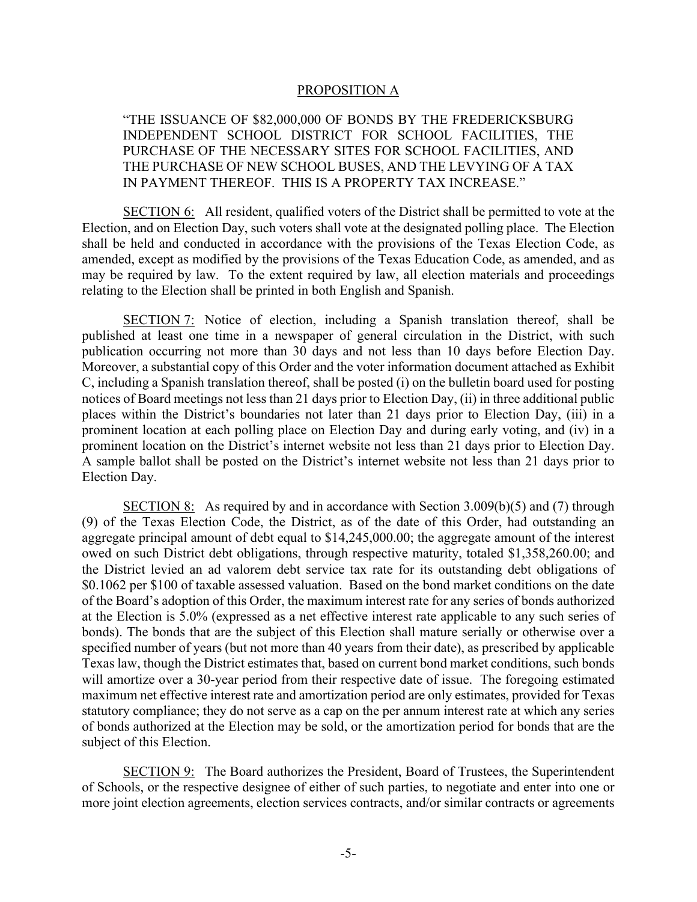PROPOSITION A

"THE ISSUANCE OF $82,000,000 OF BONDS BY THE FREDERICKSBURG INDEPENDENT SCHOOL DISTRICT FOR SCHOOL FACILITIES, THE PURCHASE OF THE NECESSARY SITES FOR SCHOOL FACILITIES, AND THE PURCHASE OF NEW SCHOOL BUSES, AND THE LEVYING OF A TAX IN PAYMENT THEREOF. THIS IS A PROPERTY TAX INCREASE."

SECTION 6: All resident, qualified voters of the District shall be permitted to vote at the Election, and on Election Day, such voters shall vote at the designated polling place. The Election shall be held and conducted in accordance with the provisions of the Texas Election Code, as amended, except as modified by the provisions of the Texas Education Code, as amended, and as may be required by law. To the extent required by law, all election materials and proceedings relating to the Election shall be printed in both English and Spanish.

SECTION 7: Notice of election, including a Spanish translation thereof, shall be published at least one time in a newspaper of general circulation in the District, with such publication occurring not more than 30 days and not less than 10 days before Election Day. Moreover, a substantial copy of this Order and the voter information document attached as Exhibit C, including a Spanish translation thereof, shall be posted (i) on the bulletin board used for posting notices of Board meetings not less than 21 days prior to Election Day, (ii) in three additional public places within the District's boundaries not later than 21 days prior to Election Day, (iii) in a prominent location at each polling place on Election Day and during early voting, and (iv) in a prominent location on the District's internet website not less than 21 days prior to Election Day. A sample ballot shall be posted on the District's internet website not less than 21 days prior to Election Day.

SECTION 8: As required by and in accordance with Section 3.009(b)(5) and (7) through (9) of the Texas Election Code, the District, as of the date of this Order, had outstanding an aggregate principal amount of debt equal to $14,245,000.00; the aggregate amount of the interest owed on such District debt obligations, through respective maturity, totaled $1,358,260.00; and the District levied an ad valorem debt service tax rate for its outstanding debt obligations of $0.1062 per $100 of taxable assessed valuation. Based on the bond market conditions on the date of the Board's adoption of this Order, the maximum interest rate for any series of bonds authorized at the Election is 5.0% (expressed as a net effective interest rate applicable to any such series of bonds). The bonds that are the subject of this Election shall mature serially or otherwise over a specified number of years (but not more than 40 years from their date), as prescribed by applicable Texas law, though the District estimates that, based on current bond market conditions, such bonds will amortize over a 30-year period from their respective date of issue. The foregoing estimated maximum net effective interest rate and amortization period are only estimates, provided for Texas statutory compliance; they do not serve as a cap on the per annum interest rate at which any series of bonds authorized at the Election may be sold, or the amortization period for bonds that are the subject of this Election.

SECTION 9: The Board authorizes the President, Board of Trustees, the Superintendent of Schools, or the respective designee of either of such parties, to negotiate and enter into one or more joint election agreements, election services contracts, and/or similar contracts or agreements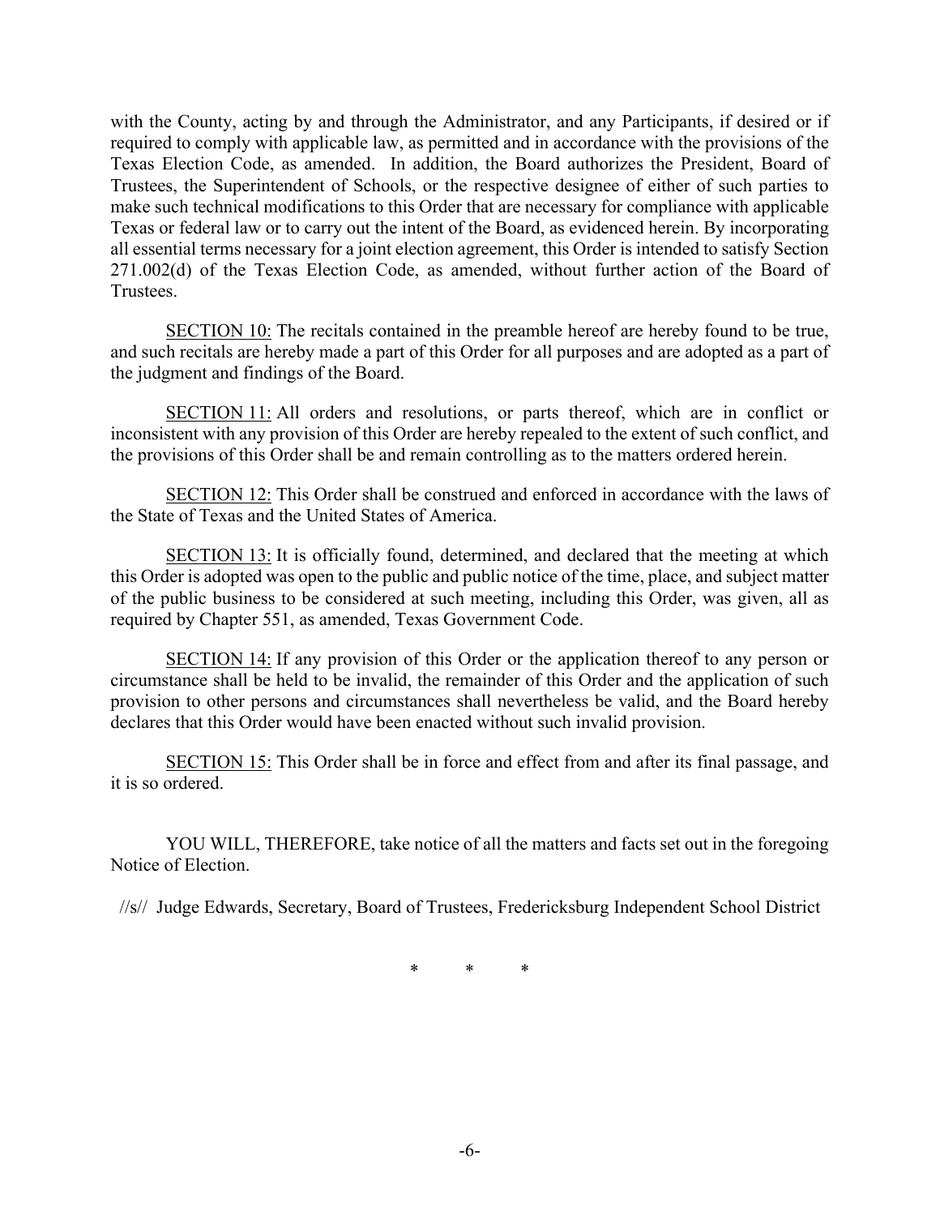with the County, acting by and through the Administrator, and any Participants, if desired or if required to comply with applicable law, as permitted and in accordance with the provisions of the Texas Election Code, as amended. In addition, the Board authorizes the President, Board of Trustees, the Superintendent of Schools, or the respective designee of either of such parties to make such technical modifications to this Order that are necessary for compliance with applicable Texas or federal law or to carry out the intent of the Board, as evidenced herein. By incorporating all essential terms necessary for a joint election agreement, this Order is intended to satisfy Section 271.002(d) of the Texas Election Code, as amended, without further action of the Board of Trustees.

<u>SECTION 10:</u> The recitals contained in the preamble hereof are hereby found to be true, and such recitals are hereby made a part of this Order for all purposes and are adopted as a part of the judgment and findings of the Board.

<u>SECTION 11:</u> All orders and resolutions, or parts thereof, which are in conflict or inconsistent with any provision of this Order are hereby repealed to the extent of such conflict, and the provisions of this Order shall be and remain controlling as to the matters ordered herein.

<u>SECTION 12:</u> This Order shall be construed and enforced in accordance with the laws of the State of Texas and the United States of America.

<u>SECTION 13:</u> It is officially found, determined, and declared that the meeting at which this Order is adopted was open to the public and public notice of the time, place, and subject matter of the public business to be considered at such meeting, including this Order, was given, all as required by Chapter 551, as amended, Texas Government Code.

<u>SECTION 14:</u> If any provision of this Order or the application thereof to any person or circumstance shall be held to be invalid, the remainder of this Order and the application of such provision to other persons and circumstances shall nevertheless be valid, and the Board hereby declares that this Order would have been enacted without such invalid provision.

<u>SECTION 15:</u> This Order shall be in force and effect from and after its final passage, and it is so ordered.

YOU WILL, THEREFORE, take notice of all the matters and facts set out in the foregoing Notice of Election.

//s// Judge Edwards, Secretary, Board of Trustees, Fredericksburg Independent School District

\* \* \*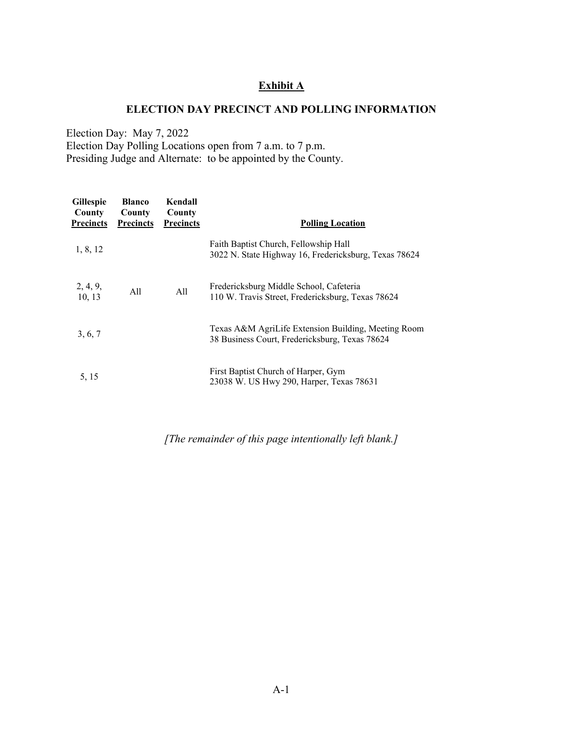## Exhibit A

## ELECTION DAY PRECINCT AND POLLING INFORMATION

Election Day: May 7, 2022
Election Day Polling Locations open from 7 a.m. to 7 p.m.
Presiding Judge and Alternate: to be appointed by the County.

| Gillespie County Precincts | Blanco County Precincts | Kendall County Precincts | Polling Location |
|---|---|---|---|
| 1, 8, 12 | | | Faith Baptist Church, Fellowship Hall<br>3022 N. State Highway 16, Fredericksburg, Texas 78624 |
| 2, 4, 9, 10, 13 | All | All | Fredericksburg Middle School, Cafeteria<br>110 W. Travis Street, Fredericksburg, Texas 78624 |
| 3, 6, 7 | | | Texas A&M AgriLife Extension Building, Meeting Room<br>38 Business Court, Fredericksburg, Texas 78624 |
| 5, 15 | | | First Baptist Church of Harper, Gym<br>23038 W. US Hwy 290, Harper, Texas 78631 |

*[The remainder of this page intentionally left blank.]*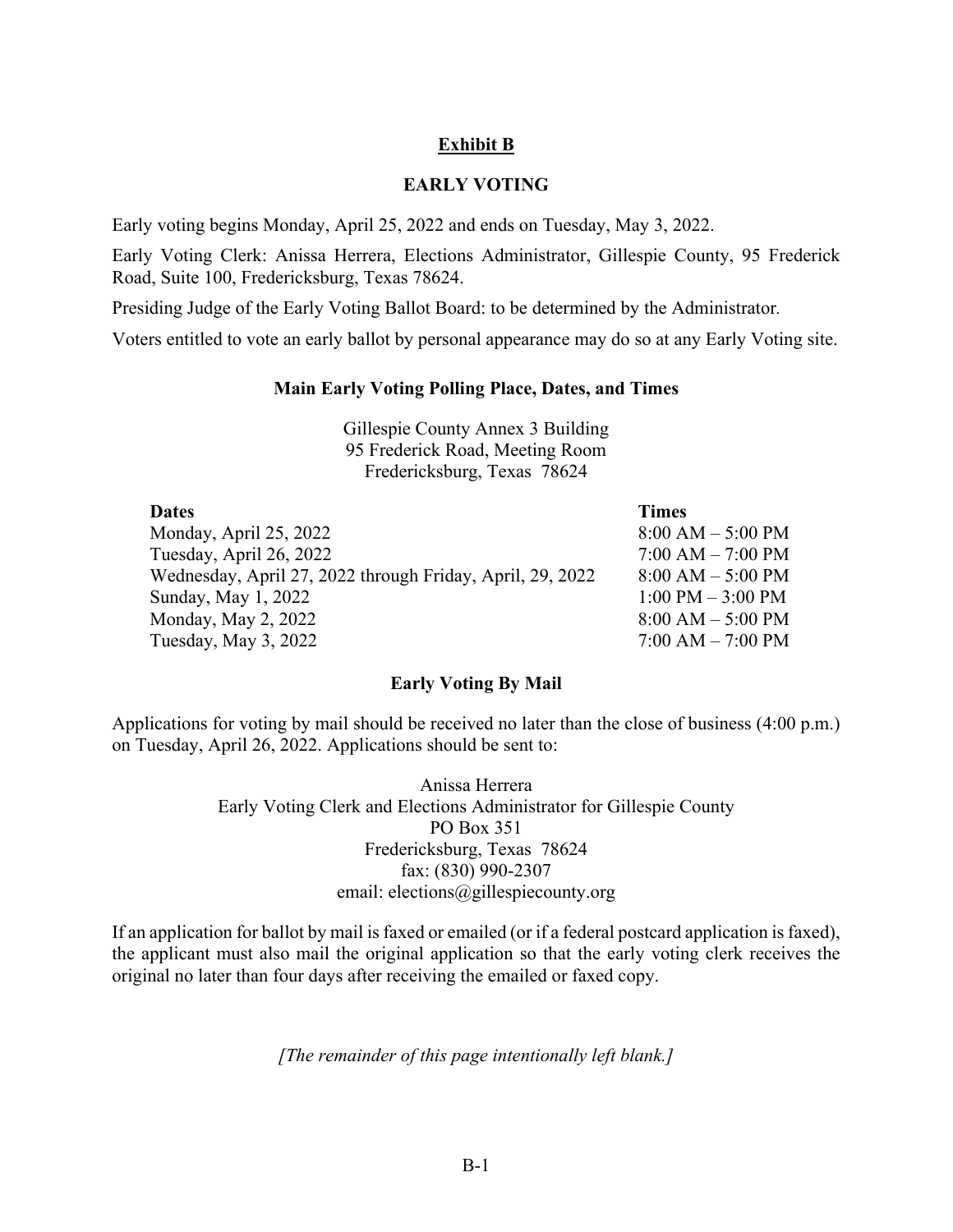## Exhibit B

## EARLY VOTING

Early voting begins Monday, April 25, 2022 and ends on Tuesday, May 3, 2022.

Early Voting Clerk: Anissa Herrera, Elections Administrator, Gillespie County, 95 Frederick Road, Suite 100, Fredericksburg, Texas 78624.

Presiding Judge of the Early Voting Ballot Board: to be determined by the Administrator.

Voters entitled to vote an early ballot by personal appearance may do so at any Early Voting site.

### Main Early Voting Polling Place, Dates, and Times

Gillespie County Annex 3 Building
95 Frederick Road, Meeting Room
Fredericksburg, Texas 78624

| Dates | Times |
|---|---|
| Monday, April 25, 2022 | 8:00 AM – 5:00 PM |
| Tuesday, April 26, 2022 | 7:00 AM – 7:00 PM |
| Wednesday, April 27, 2022 through Friday, April, 29, 2022 | 8:00 AM – 5:00 PM |
| Sunday, May 1, 2022 | 1:00 PM – 3:00 PM |
| Monday, May 2, 2022 | 8:00 AM – 5:00 PM |
| Tuesday, May 3, 2022 | 7:00 AM – 7:00 PM |

### Early Voting By Mail

Applications for voting by mail should be received no later than the close of business (4:00 p.m.) on Tuesday, April 26, 2022. Applications should be sent to:

Anissa Herrera
Early Voting Clerk and Elections Administrator for Gillespie County
PO Box 351
Fredericksburg, Texas 78624
fax: (830) 990-2307
email: elections@gillespiecounty.org

If an application for ballot by mail is faxed or emailed (or if a federal postcard application is faxed), the applicant must also mail the original application so that the early voting clerk receives the original no later than four days after receiving the emailed or faxed copy.

*[The remainder of this page intentionally left blank.]*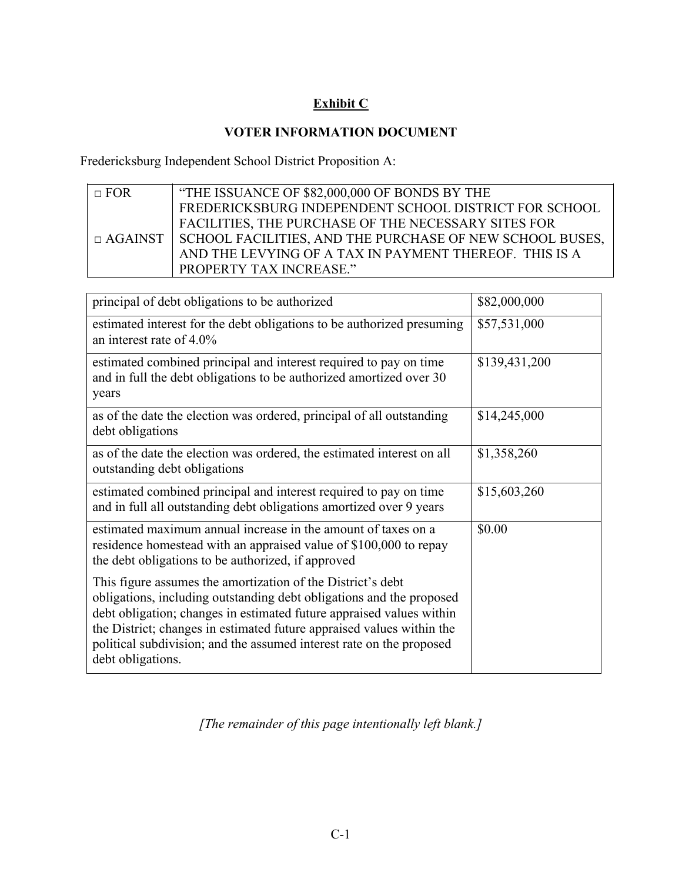**Exhibit C**

**VOTER INFORMATION DOCUMENT**

Fredericksburg Independent School District Proposition A:

| | |
|---|---|
| □ FOR<br><br>□ AGAINST | "THE ISSUANCE OF $82,000,000 OF BONDS BY THE FREDERICKSBURG INDEPENDENT SCHOOL DISTRICT FOR SCHOOL FACILITIES, THE PURCHASE OF THE NECESSARY SITES FOR SCHOOL FACILITIES, AND THE PURCHASE OF NEW SCHOOL BUSES, AND THE LEVYING OF A TAX IN PAYMENT THEREOF. THIS IS A PROPERTY TAX INCREASE." |

| | |
|---|---|
| principal of debt obligations to be authorized | $82,000,000 |
| estimated interest for the debt obligations to be authorized presuming an interest rate of 4.0% | $57,531,000 |
| estimated combined principal and interest required to pay on time and in full the debt obligations to be authorized amortized over 30 years | $139,431,200 |
| as of the date the election was ordered, principal of all outstanding debt obligations | $14,245,000 |
| as of the date the election was ordered, the estimated interest on all outstanding debt obligations | $1,358,260 |
| estimated combined principal and interest required to pay on time and in full all outstanding debt obligations amortized over 9 years | $15,603,260 |
| estimated maximum annual increase in the amount of taxes on a residence homestead with an appraised value of $100,000 to repay the debt obligations to be authorized, if approved<br><br>This figure assumes the amortization of the District's debt obligations, including outstanding debt obligations and the proposed debt obligation; changes in estimated future appraised values within the District; changes in estimated future appraised values within the political subdivision; and the assumed interest rate on the proposed debt obligations. | $0.00 |

*[The remainder of this page intentionally left blank.]*